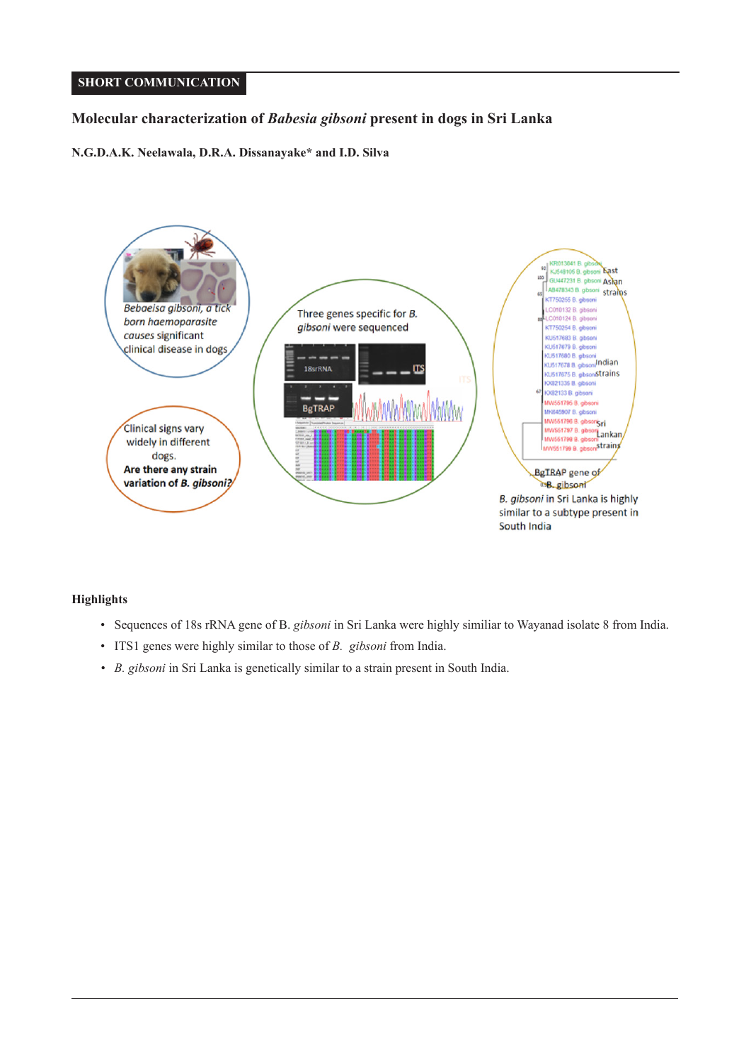SHORT COMMUNICATION

# Molecular characterization of *Babesia gibsoni* present in dogs in Sri Lanka

**N.G.D.A.K. Neelawala, D.R.A. Dissanayake\* and I.D. Silva**

### Highlights

- Sequences of 18s rRNA gene of B. *gibsoni* in Sri Lanka were highly similiar to Wayanad isolate 8 from India.
- ITS1 genes were highly similar to those of *B. gibsoni* from India.
- *B. gibsoni* in Sri Lanka is genetically similar to a strain present in South India.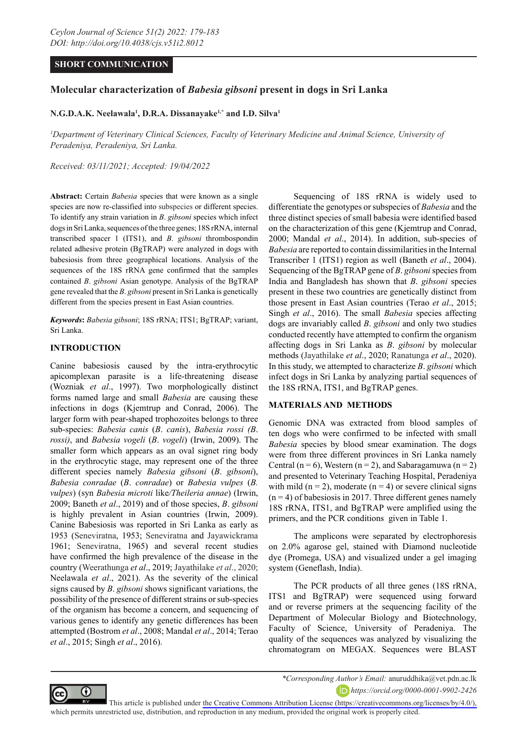**SHORT COMMUNICATION**

# Molecular characterization of *Babesia gibsoni* present in dogs in Sri Lanka

**N.G.D.A.K. Neelawala[1], D.R.A. Dissanayake[1,*] and I.D. Silva[1]**

[1]*Department of Veterinary Clinical Sciences, Faculty of Veterinary Medicine and Animal Science, University of Peradeniya, Peradeniya, Sri Lanka.*

*Received: 03/11/2021; Accepted: 19/04/2022*

**Abstract:** Certain *Babesia* species that were known as a single species are now re-classified into subspecies or different species. To identify any strain variation in *B. gibsoni* species which infect dogs in Sri Lanka, sequences of the three genes; 18S rRNA, internal transcribed spacer 1 (ITS1), and *B. gibsoni* thrombospondin related adhesive protein (BgTRAP) were analyzed in dogs with babesiosis from three geographical locations. Analysis of the sequences of the 18S rRNA gene confirmed that the samples contained *B. gibsoni* Asian genotype. Analysis of the BgTRAP gene revealed that the *B. gibsoni* present in Sri Lanka is genetically different from the species present in East Asian countries.

***Keywords*:** *Babesia gibsoni*; 18S rRNA; ITS1; BgTRAP; variant, Sri Lanka.

## INTRODUCTION

Canine babesiosis caused by the intra-erythrocytic apicomplexan parasite is a life-threatening disease (Wozniak *et al*., 1997). Two morphologically distinct forms named large and small *Babesia* are causing these infections in dogs (Kjemtrup and Conrad, 2006). The larger form with pear-shaped trophozoites belongs to three sub-species: *Babesia canis* (*B. canis*), *Babesia rossi (B. rossi)*, and *Babesia vogeli* (*B. vogeli*) (Irwin, 2009). The smaller form which appears as an oval signet ring body in the erythrocytic stage, may represent one of the three different species namely *Babesia gibsoni* (*B. gibsoni*), *Babesia conradae* (*B. conradae*) or *Babesia vulpes* (*B. vulpes*) (syn *Babesia microti* like*/Theileria annae*) (Irwin, 2009; Baneth *et al*., 2019) and of those species, *B. gibsoni* is highly prevalent in Asian countries (Irwin, 2009). Canine Babesiosis was reported in Sri Lanka as early as 1953 (Seneviratna, 1953; Seneviratna and Jayawickrama 1961; Seneviratna, 1965) and several recent studies have confirmed the high prevalence of the disease in the country (Weerathunga *et al*., 2019; Jayathilake *et al*., 2020; Neelawala *et al*., 2021). As the severity of the clinical signs caused by *B. gibsoni* shows significant variations, the possibility of the presence of different strains or sub-species of the organism has become a concern, and sequencing of various genes to identify any genetic differences has been attempted (Bostrom *et al*., 2008; Mandal *et al*., 2014; Terao *et al*., 2015; Singh *et al*., 2016).

Sequencing of 18S rRNA is widely used to differentiate the genotypes or subspecies of *Babesia* and the three distinct species of small babesia were identified based on the characterization of this gene (Kjemtrup and Conrad, 2000; Mandal *et al*., 2014). In addition, sub-species of *Babesia* are reported to contain dissimilarities in the Internal Transcriber 1 (ITS1) region as well (Baneth *et al*., 2004). Sequencing of the BgTRAP gene of *B. gibsoni* species from India and Bangladesh has shown that *B. gibsoni* species present in these two countries are genetically distinct from those present in East Asian countries (Terao *et al*., 2015; Singh *et al*., 2016). The small *Babesia* species affecting dogs are invariably called *B. gibsoni* and only two studies conducted recently have attempted to confirm the organism affecting dogs in Sri Lanka as *B. gibsoni* by molecular methods (Jayathilake *et al*., 2020; Ranatunga *et al*., 2020). In this study, we attempted to characterize *B. gibsoni* which infect dogs in Sri Lanka by analyzing partial sequences of the 18S rRNA, ITS1, and BgTRAP genes.

## MATERIALS AND METHODS

Genomic DNA was extracted from blood samples of ten dogs who were confirmed to be infected with small *Babesia* species by blood smear examination. The dogs were from three different provinces in Sri Lanka namely Central (n = 6), Western (n = 2), and Sabaragamuwa (n = 2) and presented to Veterinary Teaching Hospital, Peradeniya with mild (n = 2), moderate (n = 4) or severe clinical signs (n = 4) of babesiosis in 2017. Three different genes namely 18S rRNA, ITS1, and BgTRAP were amplified using the primers, and the PCR conditions given in Table 1.

The amplicons were separated by electrophoresis on 2.0% agarose gel, stained with Diamond nucleotide dye (Promega, USA) and visualized under a gel imaging system (Geneflash, India).

The PCR products of all three genes (18S rRNA, ITS1 and BgTRAP) were sequenced using forward and or reverse primers at the sequencing facility of the Department of Molecular Biology and Biotechnology, Faculty of Science, University of Peradeniya. The quality of the sequences was analyzed by visualizing the chromatogram on MEGAX. Sequences were BLAST

*\*Corresponding Author's Email:* anuruddhika@vet.pdn.ac.lk
*https://orcid.org/0000-0001-9902-2426*

This article is published under the Creative Commons Attribution License (https://creativecommons.org/licenses/by/4.0/), which permits unrestricted use, distribution, and reproduction in any medium, provided the original work is properly cited.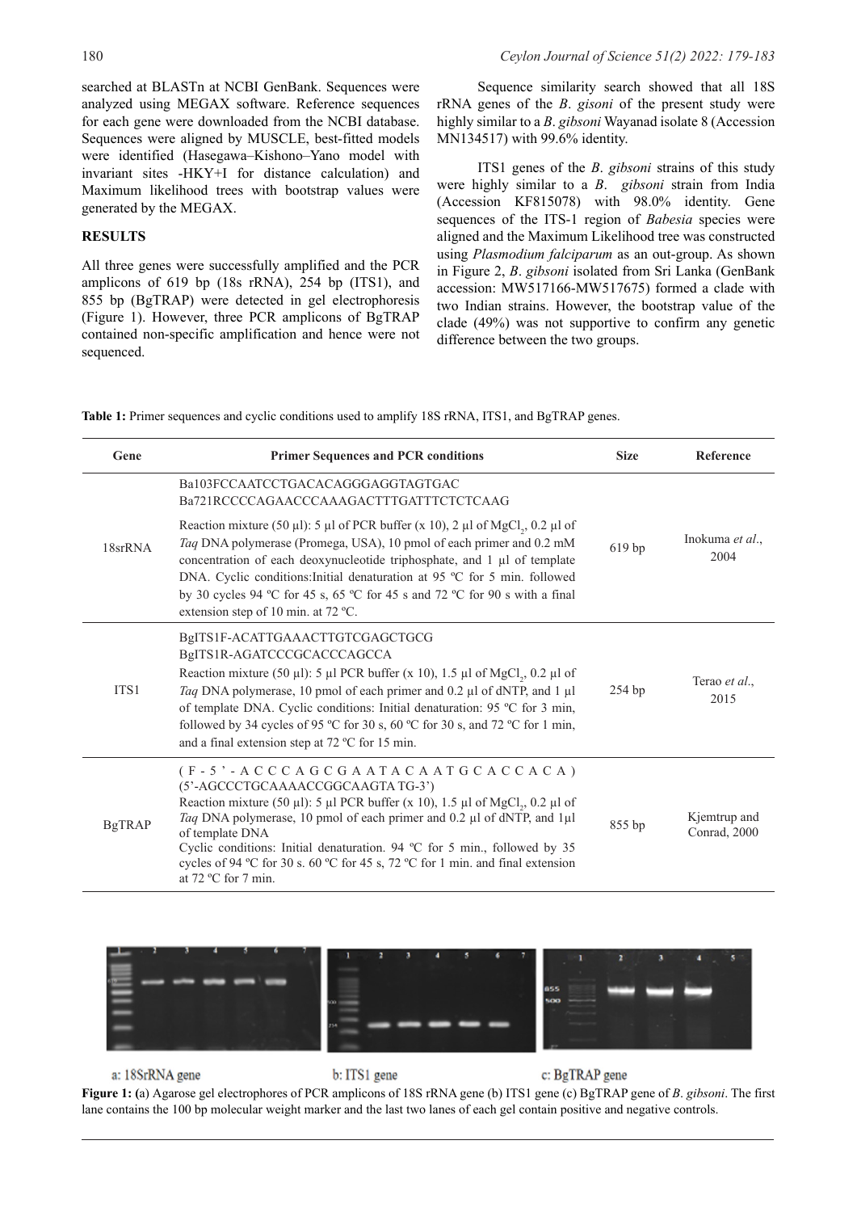searched at BLASTn at NCBI GenBank. Sequences were analyzed using MEGAX software. Reference sequences for each gene were downloaded from the NCBI database. Sequences were aligned by MUSCLE, best-fitted models were identified (Hasegawa–Kishono–Yano model with invariant sites -HKY+I for distance calculation) and Maximum likelihood trees with bootstrap values were generated by the MEGAX.

## RESULTS

All three genes were successfully amplified and the PCR amplicons of 619 bp (18s rRNA), 254 bp (ITS1), and 855 bp (BgTRAP) were detected in gel electrophoresis (Figure 1). However, three PCR amplicons of BgTRAP contained non-specific amplification and hence were not sequenced.

Sequence similarity search showed that all 18S rRNA genes of the *B*. *gisoni* of the present study were highly similar to a *B*. *gibsoni* Wayanad isolate 8 (Accession MN134517) with 99.6% identity.

ITS1 genes of the *B*. *gibsoni* strains of this study were highly similar to a *B*. *gibsoni* strain from India (Accession KF815078) with 98.0% identity. Gene sequences of the ITS-1 region of *Babesia* species were aligned and the Maximum Likelihood tree was constructed using *Plasmodium falciparum* as an out-group. As shown in Figure 2, *B*. *gibsoni* isolated from Sri Lanka (GenBank accession: MW517166-MW517675) formed a clade with two Indian strains. However, the bootstrap value of the clade (49%) was not supportive to confirm any genetic difference between the two groups.

**Table 1:** Primer sequences and cyclic conditions used to amplify 18S rRNA, ITS1, and BgTRAP genes.

| Gene | Primer Sequences and PCR conditions | Size | Reference |
|---|---|---|---|
| 18srRNA | Ba103FCCAATCCTGACACAGGGAGGTAGTGAC<br>Ba721RCCCCAGAACCCAAAGACTTTGATTTCTCTCAAG<br>Reaction mixture (50 µl): 5 µl of PCR buffer (x 10), 2 µl of $MgCl_2$, 0.2 µl of *Taq* DNA polymerase (Promega, USA), 10 pmol of each primer and 0.2 mM concentration of each deoxynucleotide triphosphate, and 1 µl of template DNA. Cyclic conditions:Initial denaturation at 95 ºC for 5 min. followed by 30 cycles 94 ºC for 45 s, 65 ºC for 45 s and 72 ºC for 90 s with a final extension step of 10 min. at 72 ºC. | 619 bp | Inokuma *et al*., 2004 |
| ITS1 | BgITS1F-ACATTGAAACTTGTCGAGCTGCG<br>BgITS1R-AGATCCCGCACCCAGCCA<br>Reaction mixture (50 µl): 5 µl PCR buffer (x 10), 1.5 µl of $MgCl_2$, 0.2 µl of *Taq* DNA polymerase, 10 pmol of each primer and 0.2 µl of dNTP, and 1 µl of template DNA. Cyclic conditions: Initial denaturation: 95 ºC for 3 min, followed by 34 cycles of 95 ºC for 30 s, 60 ºC for 30 s, and 72 ºC for 1 min, and a final extension step at 72 ºC for 15 min. | 254 bp | Terao *et al*., 2015 |
| BgTRAP | (F-5'-ACCCAGCGAATACAATGCACCACA)<br>(5'-AGCCCTGCAAAACCGGCAAGTA TG-3')<br>Reaction mixture (50 µl): 5 µl PCR buffer (x 10), 1.5 µl of $MgCl_2$, 0.2 µl of *Taq* DNA polymerase, 10 pmol of each primer and 0.2 µl of dNTP, and 1µl of template DNA<br>Cyclic conditions: Initial denaturation. 94 ºC for 5 min., followed by 35 cycles of 94 ºC for 30 s. 60 ºC for 45 s, 72 ºC for 1 min. and final extension at 72 ºC for 7 min. | 855 bp | Kjemtrup and Conrad, 2000 |

a: 18SrRNA gene b: ITS1 gene c: BgTRAP gene

**Figure 1: (**a) Agarose gel electrophores of PCR amplicons of 18S rRNA gene (b) ITS1 gene (c) BgTRAP gene of *B*. *gibsoni*. The first lane contains the 100 bp molecular weight marker and the last two lanes of each gel contain positive and negative controls.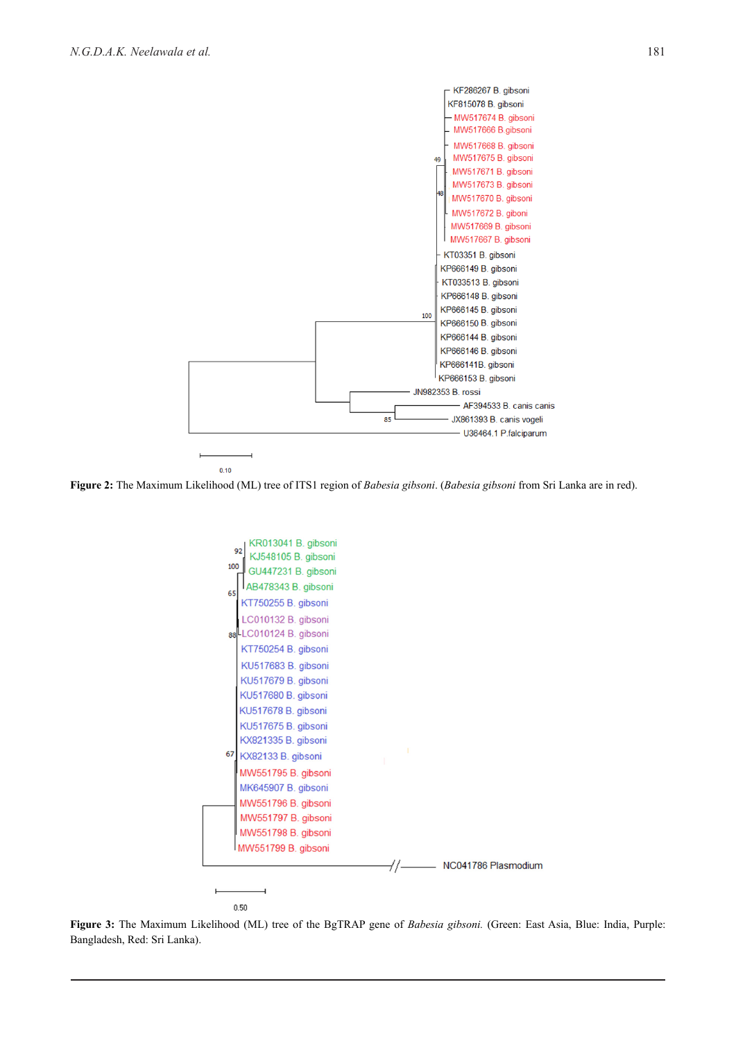**Figure 2:** The Maximum Likelihood (ML) tree of ITS1 region of *Babesia gibsoni*. (*Babesia gibsoni* from Sri Lanka are in red).

**Figure 3:** The Maximum Likelihood (ML) tree of the BgTRAP gene of *Babesia gibsoni.* (Green: East Asia, Blue: India, Purple: Bangladesh, Red: Sri Lanka).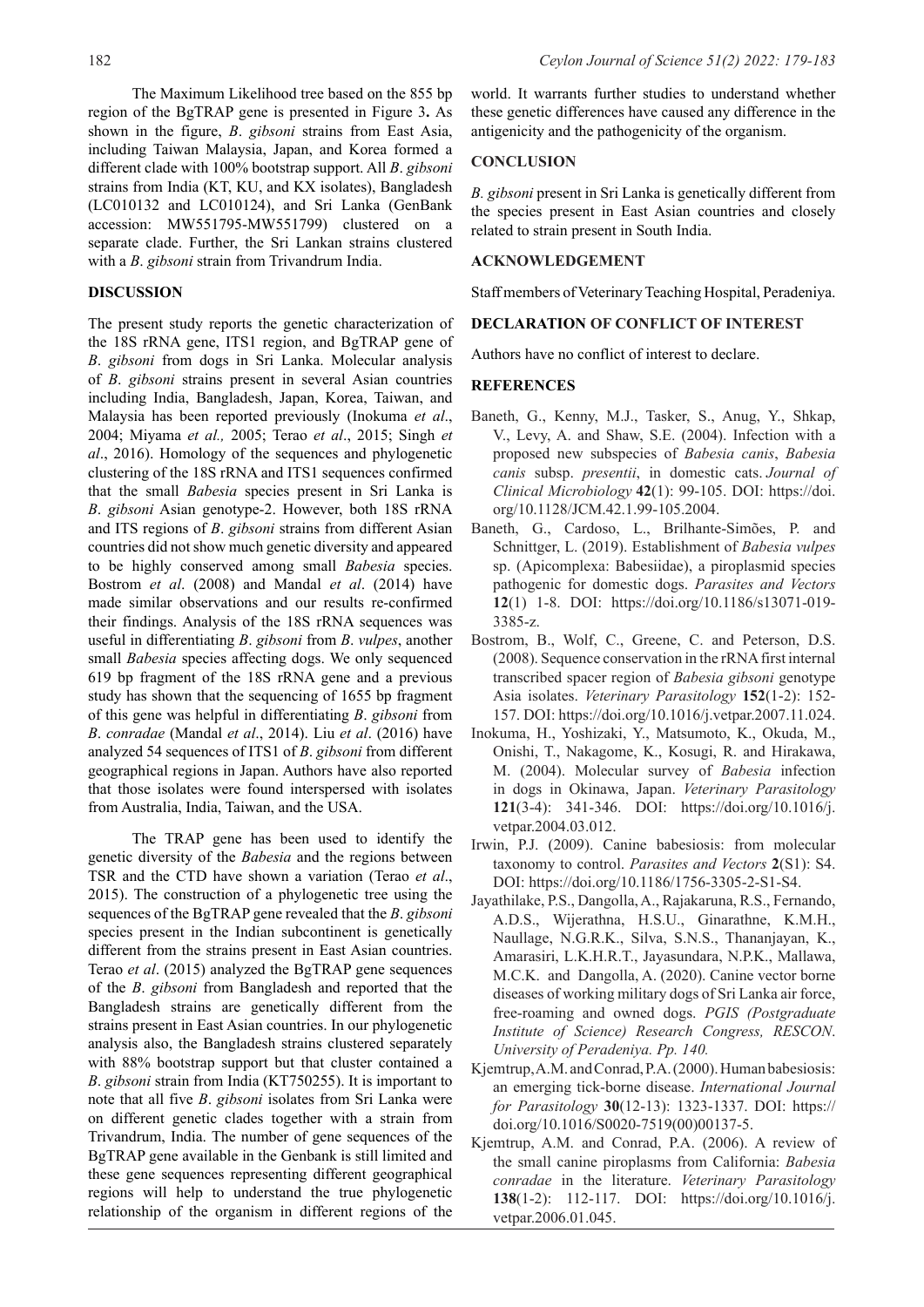The Maximum Likelihood tree based on the 855 bp region of the BgTRAP gene is presented in Figure 3**.** As shown in the figure, *B*. *gibsoni* strains from East Asia, including Taiwan Malaysia, Japan, and Korea formed a different clade with 100% bootstrap support. All *B*. *gibsoni* strains from India (KT, KU, and KX isolates), Bangladesh (LC010132 and LC010124), and Sri Lanka (GenBank accession: MW551795-MW551799) clustered on a separate clade. Further, the Sri Lankan strains clustered with a *B*. *gibsoni* strain from Trivandrum India.

## DISCUSSION

The present study reports the genetic characterization of the 18S rRNA gene, ITS1 region, and BgTRAP gene of *B*. *gibsoni* from dogs in Sri Lanka. Molecular analysis of *B*. *gibsoni* strains present in several Asian countries including India, Bangladesh, Japan, Korea, Taiwan, and Malaysia has been reported previously (Inokuma *et al*., 2004; Miyama *et al.,* 2005; Terao *et al*., 2015; Singh *et al*., 2016). Homology of the sequences and phylogenetic clustering of the 18S rRNA and ITS1 sequences confirmed that the small *Babesia* species present in Sri Lanka is *B*. *gibsoni* Asian genotype-2. However, both 18S rRNA and ITS regions of *B*. *gibsoni* strains from different Asian countries did not show much genetic diversity and appeared to be highly conserved among small *Babesia* species. Bostrom *et al*. (2008) and Mandal *et al*. (2014) have made similar observations and our results re-confirmed their findings. Analysis of the 18S rRNA sequences was useful in differentiating *B*. *gibsoni* from *B*. *vulpes*, another small *Babesia* species affecting dogs. We only sequenced 619 bp fragment of the 18S rRNA gene and a previous study has shown that the sequencing of 1655 bp fragment of this gene was helpful in differentiating *B*. *gibsoni* from *B*. *conradae* (Mandal *et al*., 2014). Liu *et al*. (2016) have analyzed 54 sequences of ITS1 of *B*. *gibsoni* from different geographical regions in Japan. Authors have also reported that those isolates were found interspersed with isolates from Australia, India, Taiwan, and the USA.

The TRAP gene has been used to identify the genetic diversity of the *Babesia* and the regions between TSR and the CTD have shown a variation (Terao *et al*., 2015). The construction of a phylogenetic tree using the sequences of the BgTRAP gene revealed that the *B*. *gibsoni* species present in the Indian subcontinent is genetically different from the strains present in East Asian countries. Terao *et al*. (2015) analyzed the BgTRAP gene sequences of the *B*. *gibsoni* from Bangladesh and reported that the Bangladesh strains are genetically different from the strains present in East Asian countries. In our phylogenetic analysis also, the Bangladesh strains clustered separately with 88% bootstrap support but that cluster contained a *B*. *gibsoni* strain from India (KT750255). It is important to note that all five *B*. *gibsoni* isolates from Sri Lanka were on different genetic clades together with a strain from Trivandrum, India. The number of gene sequences of the BgTRAP gene available in the Genbank is still limited and these gene sequences representing different geographical regions will help to understand the true phylogenetic relationship of the organism in different regions of the world. It warrants further studies to understand whether these genetic differences have caused any difference in the antigenicity and the pathogenicity of the organism.

## CONCLUSION

*B. gibsoni* present in Sri Lanka is genetically different from the species present in East Asian countries and closely related to strain present in South India.

## ACKNOWLEDGEMENT

Staff members of Veterinary Teaching Hospital, Peradeniya.

## DECLARATION OF CONFLICT OF INTEREST

Authors have no conflict of interest to declare.

## REFERENCES

Baneth, G., Kenny, M.J., Tasker, S., Anug, Y., Shkap, V., Levy, A. and Shaw, S.E. (2004). Infection with a proposed new subspecies of *Babesia canis*, *Babesia canis* subsp. *presentii*, in domestic cats. *Journal of Clinical Microbiology* **42**(1): 99-105. DOI: https://doi.org/10.1128/JCM.42.1.99-105.2004.

Baneth, G., Cardoso, L., Brilhante-Simões, P. and Schnittger, L. (2019). Establishment of *Babesia vulpes* sp. (Apicomplexa: Babesiidae), a piroplasmid species pathogenic for domestic dogs. *Parasites and Vectors* **12**(1) 1-8. DOI: https://doi.org/10.1186/s13071-019-3385-z.

Bostrom, B., Wolf, C., Greene, C. and Peterson, D.S. (2008). Sequence conservation in the rRNA first internal transcribed spacer region of *Babesia gibsoni* genotype Asia isolates. *Veterinary Parasitology* **152**(1-2): 152-157. DOI: https://doi.org/10.1016/j.vetpar.2007.11.024.

Inokuma, H., Yoshizaki, Y., Matsumoto, K., Okuda, M., Onishi, T., Nakagome, K., Kosugi, R. and Hirakawa, M. (2004). Molecular survey of *Babesia* infection in dogs in Okinawa, Japan. *Veterinary Parasitology* **121**(3-4): 341-346. DOI: https://doi.org/10.1016/j.vetpar.2004.03.012.

Irwin, P.J. (2009). Canine babesiosis: from molecular taxonomy to control. *Parasites and Vectors* **2**(S1): S4. DOI: https://doi.org/10.1186/1756-3305-2-S1-S4.

Jayathilake, P.S., Dangolla, A., Rajakaruna, R.S., Fernando, A.D.S., Wijerathna, H.S.U., Ginarathne, K.M.H., Naullage, N.G.R.K., Silva, S.N.S., Thananjayan, K., Amarasiri, L.K.H.R.T., Jayasundara, N.P.K., Mallawa, M.C.K. and Dangolla, A. (2020). Canine vector borne diseases of working military dogs of Sri Lanka air force, free-roaming and owned dogs. *PGIS (Postgraduate Institute of Science) Research Congress, RESCON. University of Peradeniya. Pp. 140.*

Kjemtrup, A.M. and Conrad, P.A. (2000). Human babesiosis: an emerging tick-borne disease. *International Journal for Parasitology* **30**(12-13): 1323-1337. DOI: https://doi.org/10.1016/S0020-7519(00)00137-5.

Kjemtrup, A.M. and Conrad, P.A. (2006). A review of the small canine piroplasms from California: *Babesia conradae* in the literature. *Veterinary Parasitology* **138**(1-2): 112-117. DOI: https://doi.org/10.1016/j.vetpar.2006.01.045.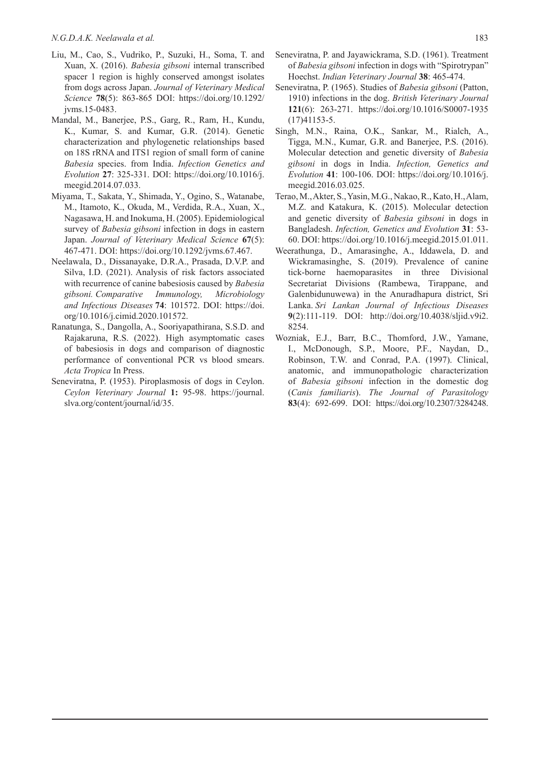Liu, M., Cao, S., Vudriko, P., Suzuki, H., Soma, T. and Xuan, X. (2016). *Babesia gibsoni* internal transcribed spacer 1 region is highly conserved amongst isolates from dogs across Japan. *Journal of Veterinary Medical Science* **78**(5): 863-865 DOI: https://doi.org/10.1292/jvms.15-0483.

Mandal, M., Banerjee, P.S., Garg, R., Ram, H., Kundu, K., Kumar, S. and Kumar, G.R. (2014). Genetic characterization and phylogenetic relationships based on 18S rRNA and ITS1 region of small form of canine *Babesia* species. from India. *Infection Genetics and Evolution* **27**: 325-331. DOI: https://doi.org/10.1016/j.meegid.2014.07.033.

Miyama, T., Sakata, Y., Shimada, Y., Ogino, S., Watanabe, M., Itamoto, K., Okuda, M., Verdida, R.A., Xuan, X., Nagasawa, H. and Inokuma, H. (2005). Epidemiological survey of *Babesia gibsoni* infection in dogs in eastern Japan. *Journal of Veterinary Medical Science* **67**(5): 467-471. DOI: https://doi.org/10.1292/jvms.67.467.

Neelawala, D., Dissanayake, D.R.A., Prasada, D.V.P. and Silva, I.D. (2021). Analysis of risk factors associated with recurrence of canine babesiosis caused by *Babesia gibsoni. Comparative Immunology, Microbiology and Infectious Diseases* **74**: 101572. DOI: https://doi.org/10.1016/j.cimid.2020.101572.

Ranatunga, S., Dangolla, A., Sooriyapathirana, S.S.D. and Rajakaruna, R.S. (2022). High asymptomatic cases of babesiosis in dogs and comparison of diagnostic performance of conventional PCR vs blood smears. *Acta Tropica* In Press.

Seneviratna, P. (1953). Piroplasmosis of dogs in Ceylon. *Ceylon Veterinary Journal* **1:** 95-98. https://journal.slva.org/content/journal/id/35.

Seneviratna, P. and Jayawickrama, S.D. (1961). Treatment of *Babesia gibsoni* infection in dogs with "Spirotrypan" Hoechst. *Indian Veterinary Journal* **38**: 465-474.

Seneviratna, P. (1965). Studies of *Babesia gibsoni* (Patton, 1910) infections in the dog. *British Veterinary Journal* **121**(6): 263-271. https://doi.org/10.1016/S0007-1935(17)41153-5.

Singh, M.N., Raina, O.K., Sankar, M., Rialch, A., Tigga, M.N., Kumar, G.R. and Banerjee, P.S. (2016). Molecular detection and genetic diversity of *Babesia gibsoni* in dogs in India. *Infection, Genetics and Evolution* **41**: 100-106. DOI: https://doi.org/10.1016/j.meegid.2016.03.025.

Terao, M., Akter, S., Yasin, M.G., Nakao, R., Kato, H., Alam, M.Z. and Katakura, K. (2015). Molecular detection and genetic diversity of *Babesia gibsoni* in dogs in Bangladesh. *Infection, Genetics and Evolution* **31**: 53-60. DOI: https://doi.org/10.1016/j.meegid.2015.01.011.

Weerathunga, D., Amarasinghe, A., Iddawela, D. and Wickramasinghe, S. (2019). Prevalence of canine tick-borne haemoparasites in three Divisional Secretariat Divisions (Rambewa, Tirappane, and Galenbidunuwewa) in the Anuradhapura district, Sri Lanka. *Sri Lankan Journal of Infectious Diseases* **9**(2):111-119. DOI: http://doi.org/10.4038/sljid.v9i2.8254.

Wozniak, E.J., Barr, B.C., Thomford, J.W., Yamane, I., McDonough, S.P., Moore, P.F., Naydan, D., Robinson, T.W. and Conrad, P.A. (1997). Clinical, anatomic, and immunopathologic characterization of *Babesia gibsoni* infection in the domestic dog (*Canis familiaris*). *The Journal of Parasitology* **83**(4): 692-699. DOI: https://doi.org/10.2307/3284248.